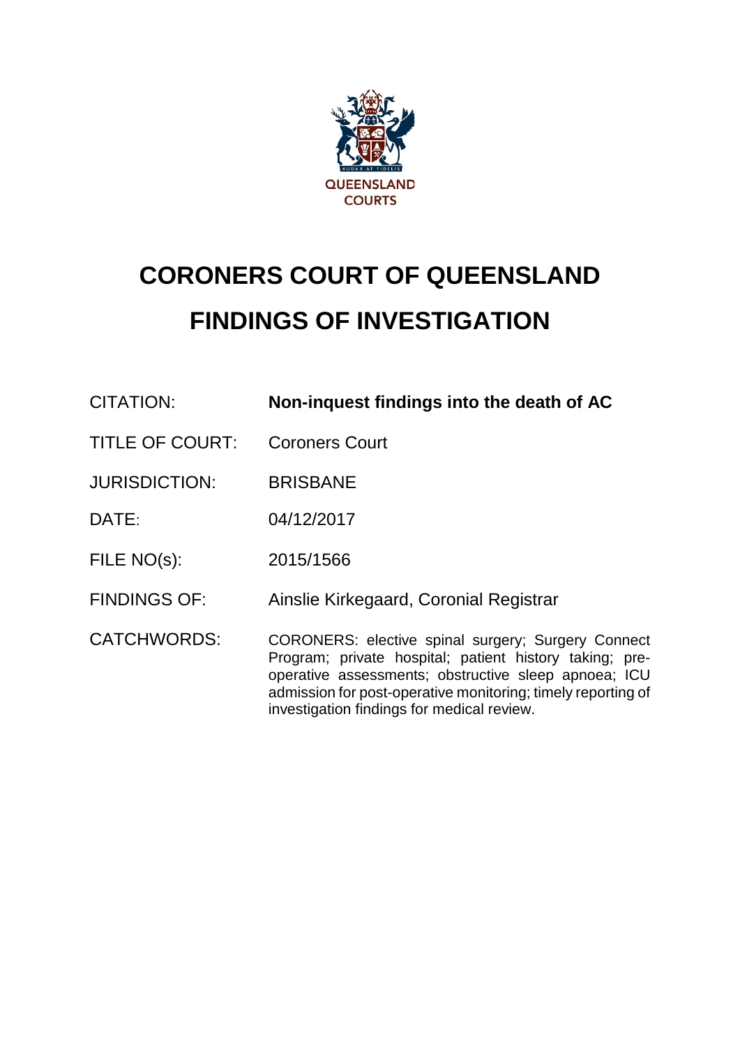# CORONERS COURT OF QUEENSLAND

# FINDINGS OF INVESTIGATION

| | |
|---|---|
| CITATION: | **Non-inquest findings into the death of AC** |
| TITLE OF COURT: | Coroners Court |
| JURISDICTION: | BRISBANE |
| DATE: | 04/12/2017 |
| FILE NO(s): | 2015/1566 |
| FINDINGS OF: | Ainslie Kirkegaard, Coronial Registrar |
| CATCHWORDS: | CORONERS: elective spinal surgery; Surgery Connect Program; private hospital; patient history taking; pre-operative assessments; obstructive sleep apnoea; ICU admission for post-operative monitoring; timely reporting of investigation findings for medical review. |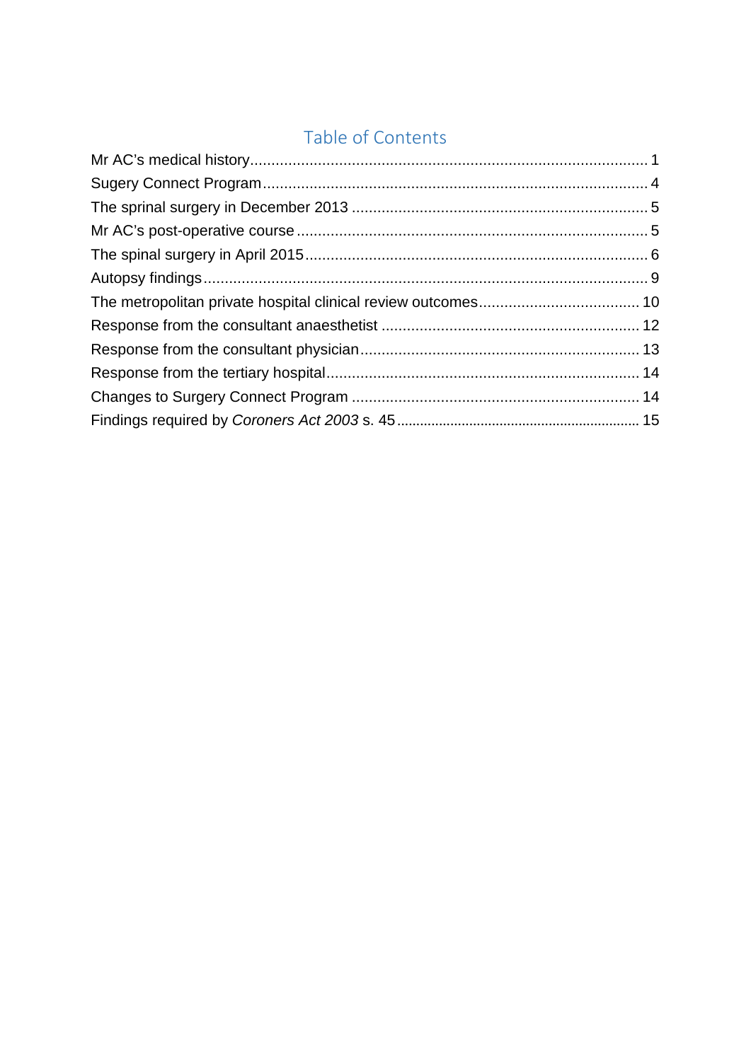# Table of Contents

Mr AC's medical history ........................................................................................... 1
Sugery Connect Program ........................................................................................... 4
The sprinal surgery in December 2013 ..................................................................... 5
Mr AC's post-operative course .................................................................................. 5
The spinal surgery in April 2015 ................................................................................ 6
Autopsy findings ........................................................................................................ 9
The metropolitan private hospital clinical review outcomes ..................................... 10
Response from the consultant anaesthetist ............................................................ 12
Response from the consultant physician ................................................................. 13
Response from the tertiary hospital ......................................................................... 14
Changes to Surgery Connect Program .................................................................... 14
Findings required by *Coroners Act 2003* s. 45 ............................................................... 15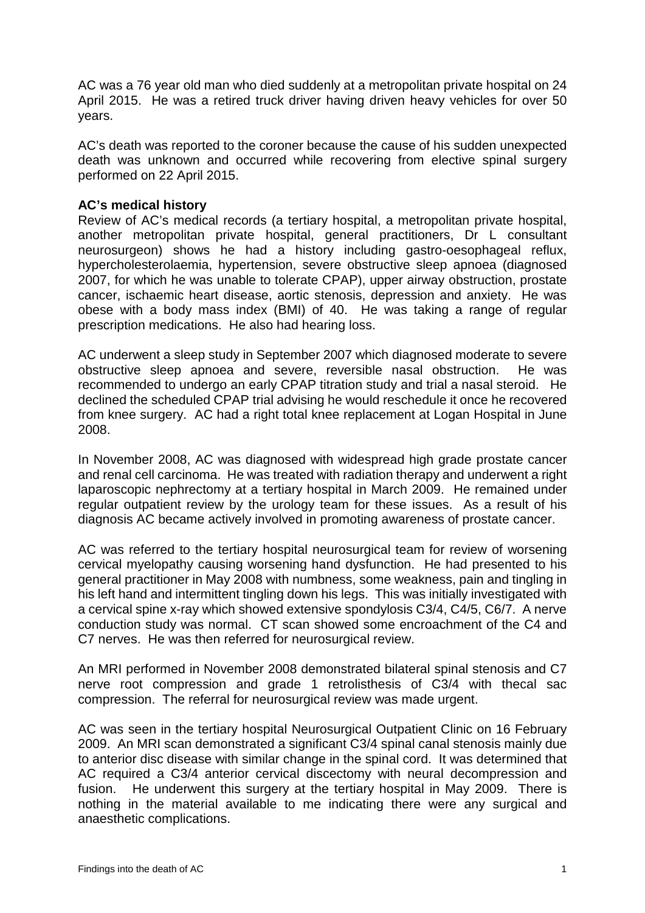AC was a 76 year old man who died suddenly at a metropolitan private hospital on 24 April 2015. He was a retired truck driver having driven heavy vehicles for over 50 years.

AC's death was reported to the coroner because the cause of his sudden unexpected death was unknown and occurred while recovering from elective spinal surgery performed on 22 April 2015.

**AC's medical history**

Review of AC's medical records (a tertiary hospital, a metropolitan private hospital, another metropolitan private hospital, general practitioners, Dr L consultant neurosurgeon) shows he had a history including gastro-oesophageal reflux, hypercholesterolaemia, hypertension, severe obstructive sleep apnoea (diagnosed 2007, for which he was unable to tolerate CPAP), upper airway obstruction, prostate cancer, ischaemic heart disease, aortic stenosis, depression and anxiety. He was obese with a body mass index (BMI) of 40. He was taking a range of regular prescription medications. He also had hearing loss.

AC underwent a sleep study in September 2007 which diagnosed moderate to severe obstructive sleep apnoea and severe, reversible nasal obstruction. He was recommended to undergo an early CPAP titration study and trial a nasal steroid. He declined the scheduled CPAP trial advising he would reschedule it once he recovered from knee surgery. AC had a right total knee replacement at Logan Hospital in June 2008.

In November 2008, AC was diagnosed with widespread high grade prostate cancer and renal cell carcinoma. He was treated with radiation therapy and underwent a right laparoscopic nephrectomy at a tertiary hospital in March 2009. He remained under regular outpatient review by the urology team for these issues. As a result of his diagnosis AC became actively involved in promoting awareness of prostate cancer.

AC was referred to the tertiary hospital neurosurgical team for review of worsening cervical myelopathy causing worsening hand dysfunction. He had presented to his general practitioner in May 2008 with numbness, some weakness, pain and tingling in his left hand and intermittent tingling down his legs. This was initially investigated with a cervical spine x-ray which showed extensive spondylosis C3/4, C4/5, C6/7. A nerve conduction study was normal. CT scan showed some encroachment of the C4 and C7 nerves. He was then referred for neurosurgical review.

An MRI performed in November 2008 demonstrated bilateral spinal stenosis and C7 nerve root compression and grade 1 retrolisthesis of C3/4 with thecal sac compression. The referral for neurosurgical review was made urgent.

AC was seen in the tertiary hospital Neurosurgical Outpatient Clinic on 16 February 2009. An MRI scan demonstrated a significant C3/4 spinal canal stenosis mainly due to anterior disc disease with similar change in the spinal cord. It was determined that AC required a C3/4 anterior cervical discectomy with neural decompression and fusion. He underwent this surgery at the tertiary hospital in May 2009. There is nothing in the material available to me indicating there were any surgical and anaesthetic complications.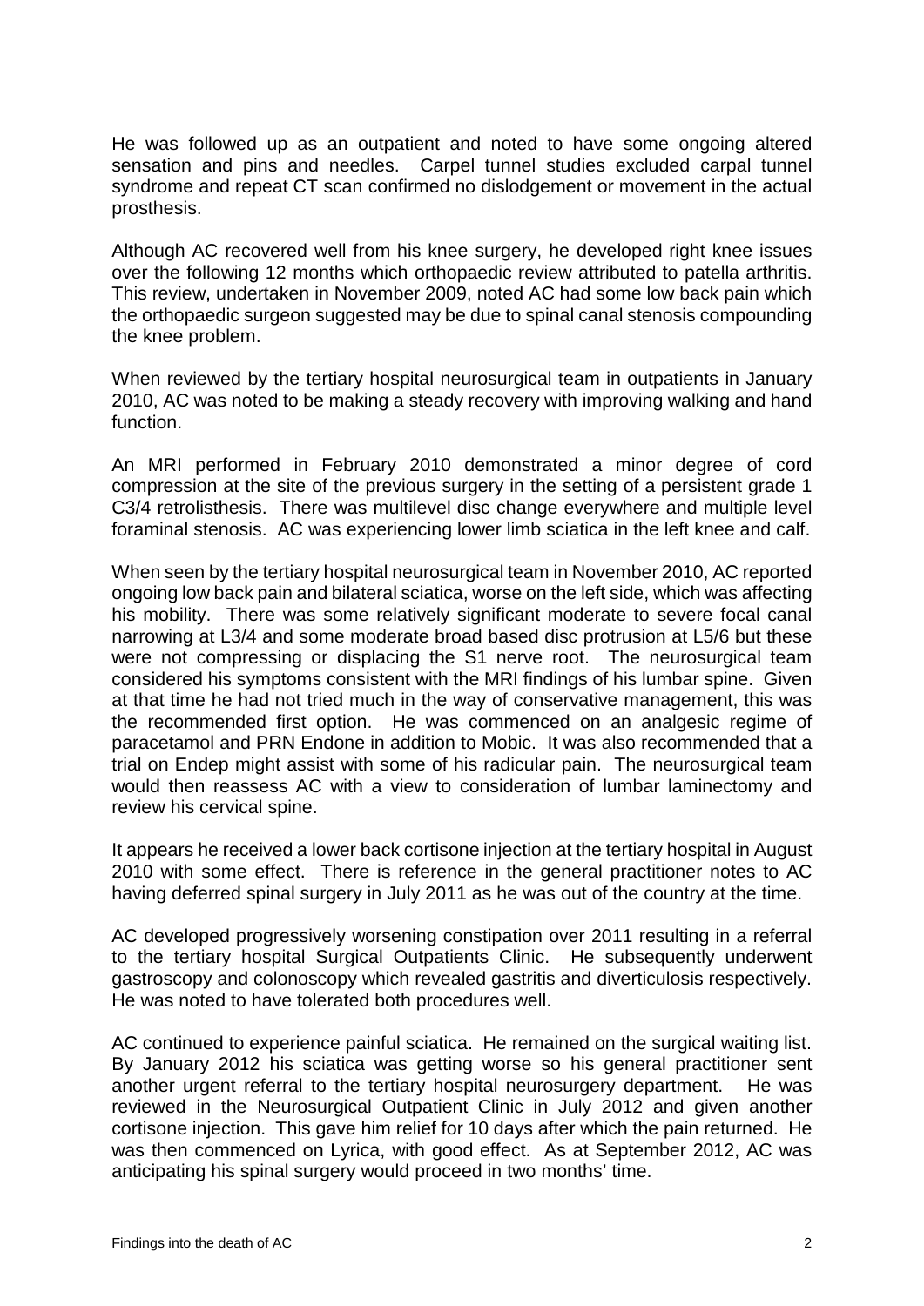He was followed up as an outpatient and noted to have some ongoing altered sensation and pins and needles. Carpel tunnel studies excluded carpal tunnel syndrome and repeat CT scan confirmed no dislodgement or movement in the actual prosthesis.

Although AC recovered well from his knee surgery, he developed right knee issues over the following 12 months which orthopaedic review attributed to patella arthritis. This review, undertaken in November 2009, noted AC had some low back pain which the orthopaedic surgeon suggested may be due to spinal canal stenosis compounding the knee problem.

When reviewed by the tertiary hospital neurosurgical team in outpatients in January 2010, AC was noted to be making a steady recovery with improving walking and hand function.

An MRI performed in February 2010 demonstrated a minor degree of cord compression at the site of the previous surgery in the setting of a persistent grade 1 C3/4 retrolisthesis. There was multilevel disc change everywhere and multiple level foraminal stenosis. AC was experiencing lower limb sciatica in the left knee and calf.

When seen by the tertiary hospital neurosurgical team in November 2010, AC reported ongoing low back pain and bilateral sciatica, worse on the left side, which was affecting his mobility. There was some relatively significant moderate to severe focal canal narrowing at L3/4 and some moderate broad based disc protrusion at L5/6 but these were not compressing or displacing the S1 nerve root. The neurosurgical team considered his symptoms consistent with the MRI findings of his lumbar spine. Given at that time he had not tried much in the way of conservative management, this was the recommended first option. He was commenced on an analgesic regime of paracetamol and PRN Endone in addition to Mobic. It was also recommended that a trial on Endep might assist with some of his radicular pain. The neurosurgical team would then reassess AC with a view to consideration of lumbar laminectomy and review his cervical spine.

It appears he received a lower back cortisone injection at the tertiary hospital in August 2010 with some effect. There is reference in the general practitioner notes to AC having deferred spinal surgery in July 2011 as he was out of the country at the time.

AC developed progressively worsening constipation over 2011 resulting in a referral to the tertiary hospital Surgical Outpatients Clinic. He subsequently underwent gastroscopy and colonoscopy which revealed gastritis and diverticulosis respectively. He was noted to have tolerated both procedures well.

AC continued to experience painful sciatica. He remained on the surgical waiting list. By January 2012 his sciatica was getting worse so his general practitioner sent another urgent referral to the tertiary hospital neurosurgery department. He was reviewed in the Neurosurgical Outpatient Clinic in July 2012 and given another cortisone injection. This gave him relief for 10 days after which the pain returned. He was then commenced on Lyrica, with good effect. As at September 2012, AC was anticipating his spinal surgery would proceed in two months' time.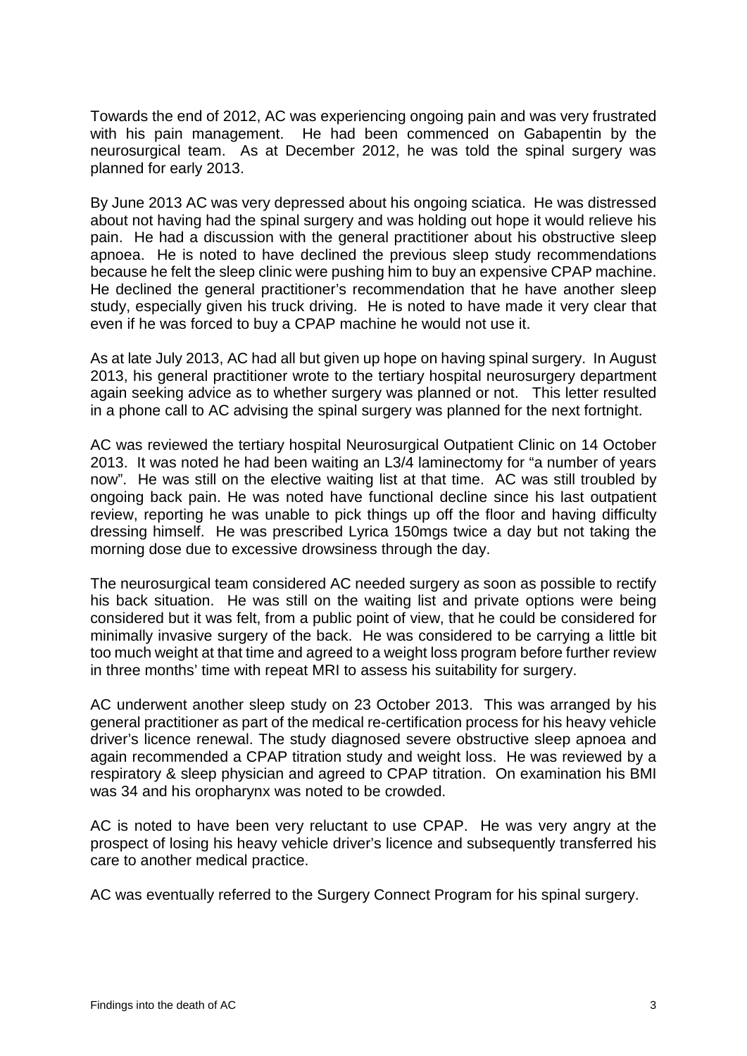Towards the end of 2012, AC was experiencing ongoing pain and was very frustrated with his pain management. He had been commenced on Gabapentin by the neurosurgical team. As at December 2012, he was told the spinal surgery was planned for early 2013.

By June 2013 AC was very depressed about his ongoing sciatica. He was distressed about not having had the spinal surgery and was holding out hope it would relieve his pain. He had a discussion with the general practitioner about his obstructive sleep apnoea. He is noted to have declined the previous sleep study recommendations because he felt the sleep clinic were pushing him to buy an expensive CPAP machine. He declined the general practitioner's recommendation that he have another sleep study, especially given his truck driving. He is noted to have made it very clear that even if he was forced to buy a CPAP machine he would not use it.

As at late July 2013, AC had all but given up hope on having spinal surgery. In August 2013, his general practitioner wrote to the tertiary hospital neurosurgery department again seeking advice as to whether surgery was planned or not. This letter resulted in a phone call to AC advising the spinal surgery was planned for the next fortnight.

AC was reviewed the tertiary hospital Neurosurgical Outpatient Clinic on 14 October 2013. It was noted he had been waiting an L3/4 laminectomy for "a number of years now". He was still on the elective waiting list at that time. AC was still troubled by ongoing back pain. He was noted have functional decline since his last outpatient review, reporting he was unable to pick things up off the floor and having difficulty dressing himself. He was prescribed Lyrica 150mgs twice a day but not taking the morning dose due to excessive drowsiness through the day.

The neurosurgical team considered AC needed surgery as soon as possible to rectify his back situation. He was still on the waiting list and private options were being considered but it was felt, from a public point of view, that he could be considered for minimally invasive surgery of the back. He was considered to be carrying a little bit too much weight at that time and agreed to a weight loss program before further review in three months' time with repeat MRI to assess his suitability for surgery.

AC underwent another sleep study on 23 October 2013. This was arranged by his general practitioner as part of the medical re-certification process for his heavy vehicle driver's licence renewal. The study diagnosed severe obstructive sleep apnoea and again recommended a CPAP titration study and weight loss. He was reviewed by a respiratory & sleep physician and agreed to CPAP titration. On examination his BMI was 34 and his oropharynx was noted to be crowded.

AC is noted to have been very reluctant to use CPAP. He was very angry at the prospect of losing his heavy vehicle driver's licence and subsequently transferred his care to another medical practice.

AC was eventually referred to the Surgery Connect Program for his spinal surgery.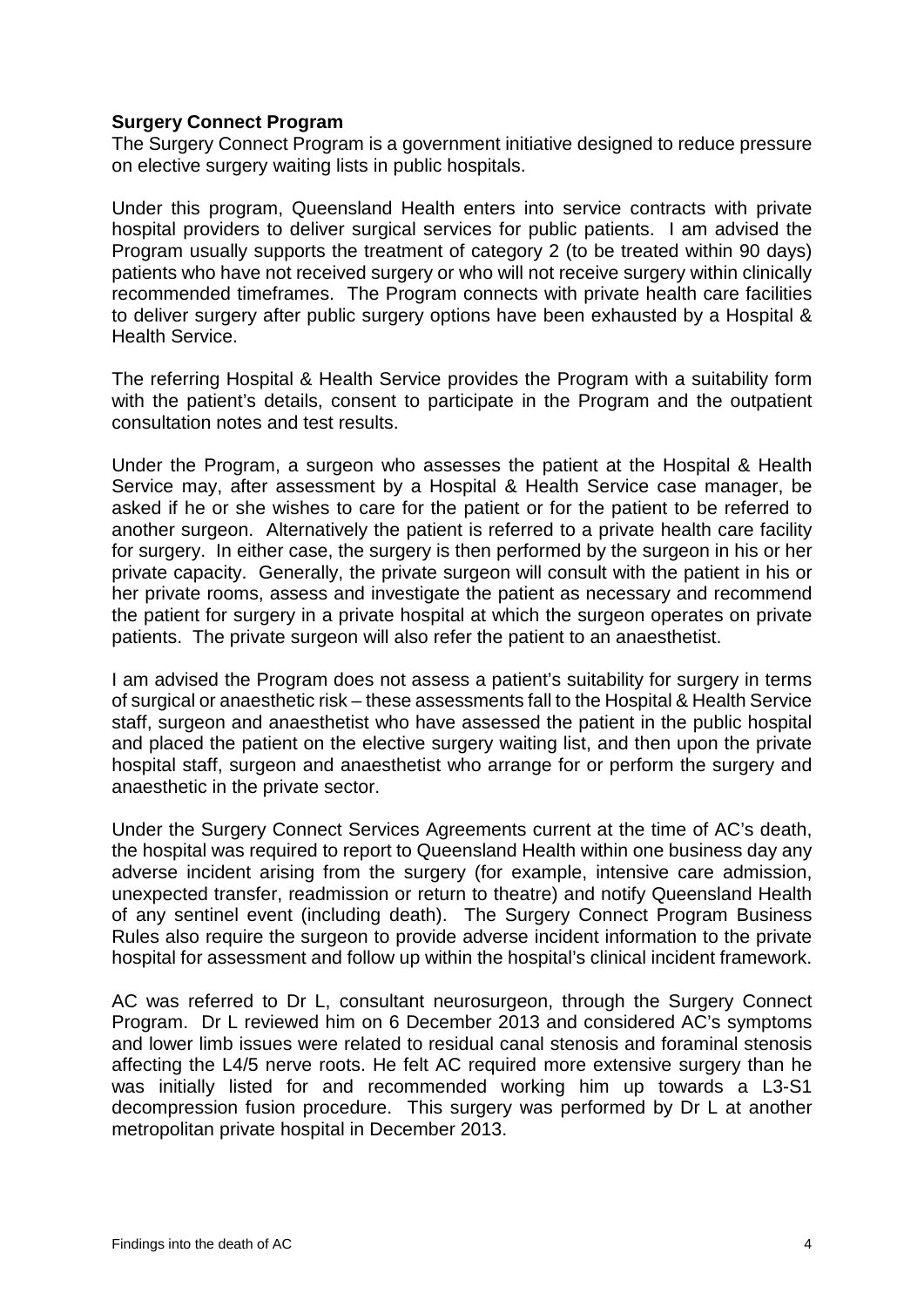**Surgery Connect Program**

The Surgery Connect Program is a government initiative designed to reduce pressure on elective surgery waiting lists in public hospitals.

Under this program, Queensland Health enters into service contracts with private hospital providers to deliver surgical services for public patients. I am advised the Program usually supports the treatment of category 2 (to be treated within 90 days) patients who have not received surgery or who will not receive surgery within clinically recommended timeframes. The Program connects with private health care facilities to deliver surgery after public surgery options have been exhausted by a Hospital & Health Service.

The referring Hospital & Health Service provides the Program with a suitability form with the patient's details, consent to participate in the Program and the outpatient consultation notes and test results.

Under the Program, a surgeon who assesses the patient at the Hospital & Health Service may, after assessment by a Hospital & Health Service case manager, be asked if he or she wishes to care for the patient or for the patient to be referred to another surgeon. Alternatively the patient is referred to a private health care facility for surgery. In either case, the surgery is then performed by the surgeon in his or her private capacity. Generally, the private surgeon will consult with the patient in his or her private rooms, assess and investigate the patient as necessary and recommend the patient for surgery in a private hospital at which the surgeon operates on private patients. The private surgeon will also refer the patient to an anaesthetist.

I am advised the Program does not assess a patient's suitability for surgery in terms of surgical or anaesthetic risk – these assessments fall to the Hospital & Health Service staff, surgeon and anaesthetist who have assessed the patient in the public hospital and placed the patient on the elective surgery waiting list, and then upon the private hospital staff, surgeon and anaesthetist who arrange for or perform the surgery and anaesthetic in the private sector.

Under the Surgery Connect Services Agreements current at the time of AC's death, the hospital was required to report to Queensland Health within one business day any adverse incident arising from the surgery (for example, intensive care admission, unexpected transfer, readmission or return to theatre) and notify Queensland Health of any sentinel event (including death). The Surgery Connect Program Business Rules also require the surgeon to provide adverse incident information to the private hospital for assessment and follow up within the hospital's clinical incident framework.

AC was referred to Dr L, consultant neurosurgeon, through the Surgery Connect Program. Dr L reviewed him on 6 December 2013 and considered AC's symptoms and lower limb issues were related to residual canal stenosis and foraminal stenosis affecting the L4/5 nerve roots. He felt AC required more extensive surgery than he was initially listed for and recommended working him up towards a L3-S1 decompression fusion procedure. This surgery was performed by Dr L at another metropolitan private hospital in December 2013.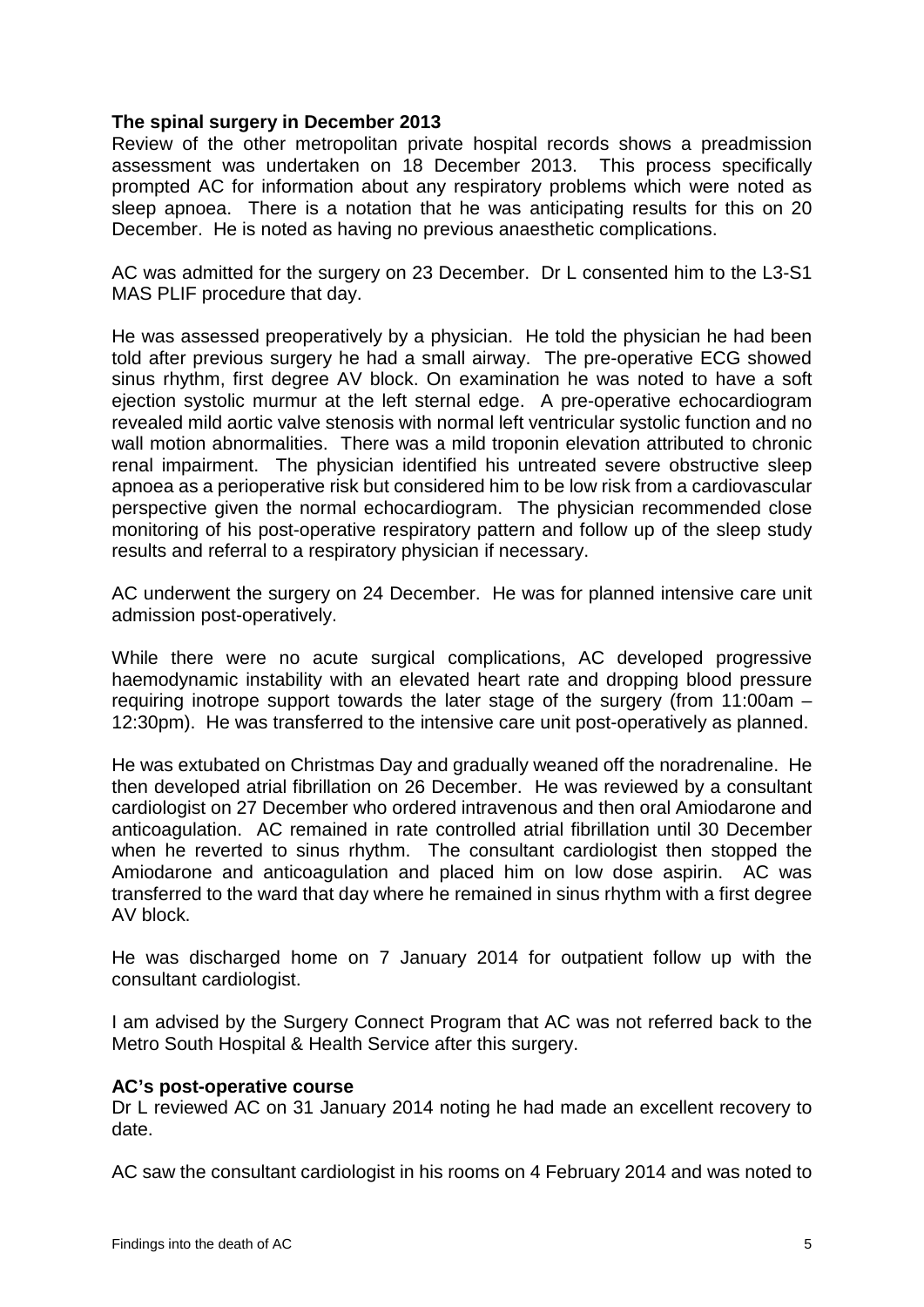**The spinal surgery in December 2013**

Review of the other metropolitan private hospital records shows a preadmission assessment was undertaken on 18 December 2013. This process specifically prompted AC for information about any respiratory problems which were noted as sleep apnoea. There is a notation that he was anticipating results for this on 20 December. He is noted as having no previous anaesthetic complications.

AC was admitted for the surgery on 23 December. Dr L consented him to the L3-S1 MAS PLIF procedure that day.

He was assessed preoperatively by a physician. He told the physician he had been told after previous surgery he had a small airway. The pre-operative ECG showed sinus rhythm, first degree AV block. On examination he was noted to have a soft ejection systolic murmur at the left sternal edge. A pre-operative echocardiogram revealed mild aortic valve stenosis with normal left ventricular systolic function and no wall motion abnormalities. There was a mild troponin elevation attributed to chronic renal impairment. The physician identified his untreated severe obstructive sleep apnoea as a perioperative risk but considered him to be low risk from a cardiovascular perspective given the normal echocardiogram. The physician recommended close monitoring of his post-operative respiratory pattern and follow up of the sleep study results and referral to a respiratory physician if necessary.

AC underwent the surgery on 24 December. He was for planned intensive care unit admission post-operatively.

While there were no acute surgical complications, AC developed progressive haemodynamic instability with an elevated heart rate and dropping blood pressure requiring inotrope support towards the later stage of the surgery (from 11:00am – 12:30pm). He was transferred to the intensive care unit post-operatively as planned.

He was extubated on Christmas Day and gradually weaned off the noradrenaline. He then developed atrial fibrillation on 26 December. He was reviewed by a consultant cardiologist on 27 December who ordered intravenous and then oral Amiodarone and anticoagulation. AC remained in rate controlled atrial fibrillation until 30 December when he reverted to sinus rhythm. The consultant cardiologist then stopped the Amiodarone and anticoagulation and placed him on low dose aspirin. AC was transferred to the ward that day where he remained in sinus rhythm with a first degree AV block.

He was discharged home on 7 January 2014 for outpatient follow up with the consultant cardiologist.

I am advised by the Surgery Connect Program that AC was not referred back to the Metro South Hospital & Health Service after this surgery.

**AC's post-operative course**

Dr L reviewed AC on 31 January 2014 noting he had made an excellent recovery to date.

AC saw the consultant cardiologist in his rooms on 4 February 2014 and was noted to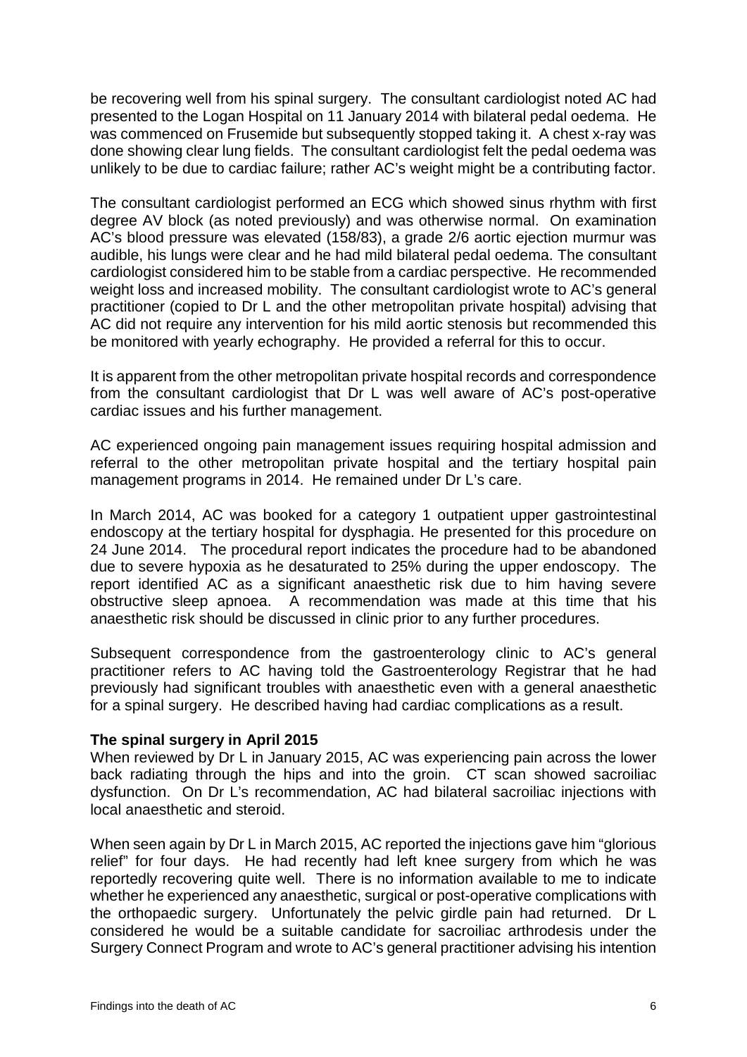be recovering well from his spinal surgery. The consultant cardiologist noted AC had presented to the Logan Hospital on 11 January 2014 with bilateral pedal oedema. He was commenced on Frusemide but subsequently stopped taking it. A chest x-ray was done showing clear lung fields. The consultant cardiologist felt the pedal oedema was unlikely to be due to cardiac failure; rather AC's weight might be a contributing factor.

The consultant cardiologist performed an ECG which showed sinus rhythm with first degree AV block (as noted previously) and was otherwise normal. On examination AC's blood pressure was elevated (158/83), a grade 2/6 aortic ejection murmur was audible, his lungs were clear and he had mild bilateral pedal oedema. The consultant cardiologist considered him to be stable from a cardiac perspective. He recommended weight loss and increased mobility. The consultant cardiologist wrote to AC's general practitioner (copied to Dr L and the other metropolitan private hospital) advising that AC did not require any intervention for his mild aortic stenosis but recommended this be monitored with yearly echography. He provided a referral for this to occur.

It is apparent from the other metropolitan private hospital records and correspondence from the consultant cardiologist that Dr L was well aware of AC's post-operative cardiac issues and his further management.

AC experienced ongoing pain management issues requiring hospital admission and referral to the other metropolitan private hospital and the tertiary hospital pain management programs in 2014. He remained under Dr L's care.

In March 2014, AC was booked for a category 1 outpatient upper gastrointestinal endoscopy at the tertiary hospital for dysphagia. He presented for this procedure on 24 June 2014. The procedural report indicates the procedure had to be abandoned due to severe hypoxia as he desaturated to 25% during the upper endoscopy. The report identified AC as a significant anaesthetic risk due to him having severe obstructive sleep apnoea. A recommendation was made at this time that his anaesthetic risk should be discussed in clinic prior to any further procedures.

Subsequent correspondence from the gastroenterology clinic to AC's general practitioner refers to AC having told the Gastroenterology Registrar that he had previously had significant troubles with anaesthetic even with a general anaesthetic for a spinal surgery. He described having had cardiac complications as a result.

**The spinal surgery in April 2015**

When reviewed by Dr L in January 2015, AC was experiencing pain across the lower back radiating through the hips and into the groin. CT scan showed sacroiliac dysfunction. On Dr L's recommendation, AC had bilateral sacroiliac injections with local anaesthetic and steroid.

When seen again by Dr L in March 2015, AC reported the injections gave him "glorious relief" for four days. He had recently had left knee surgery from which he was reportedly recovering quite well. There is no information available to me to indicate whether he experienced any anaesthetic, surgical or post-operative complications with the orthopaedic surgery. Unfortunately the pelvic girdle pain had returned. Dr L considered he would be a suitable candidate for sacroiliac arthrodesis under the Surgery Connect Program and wrote to AC's general practitioner advising his intention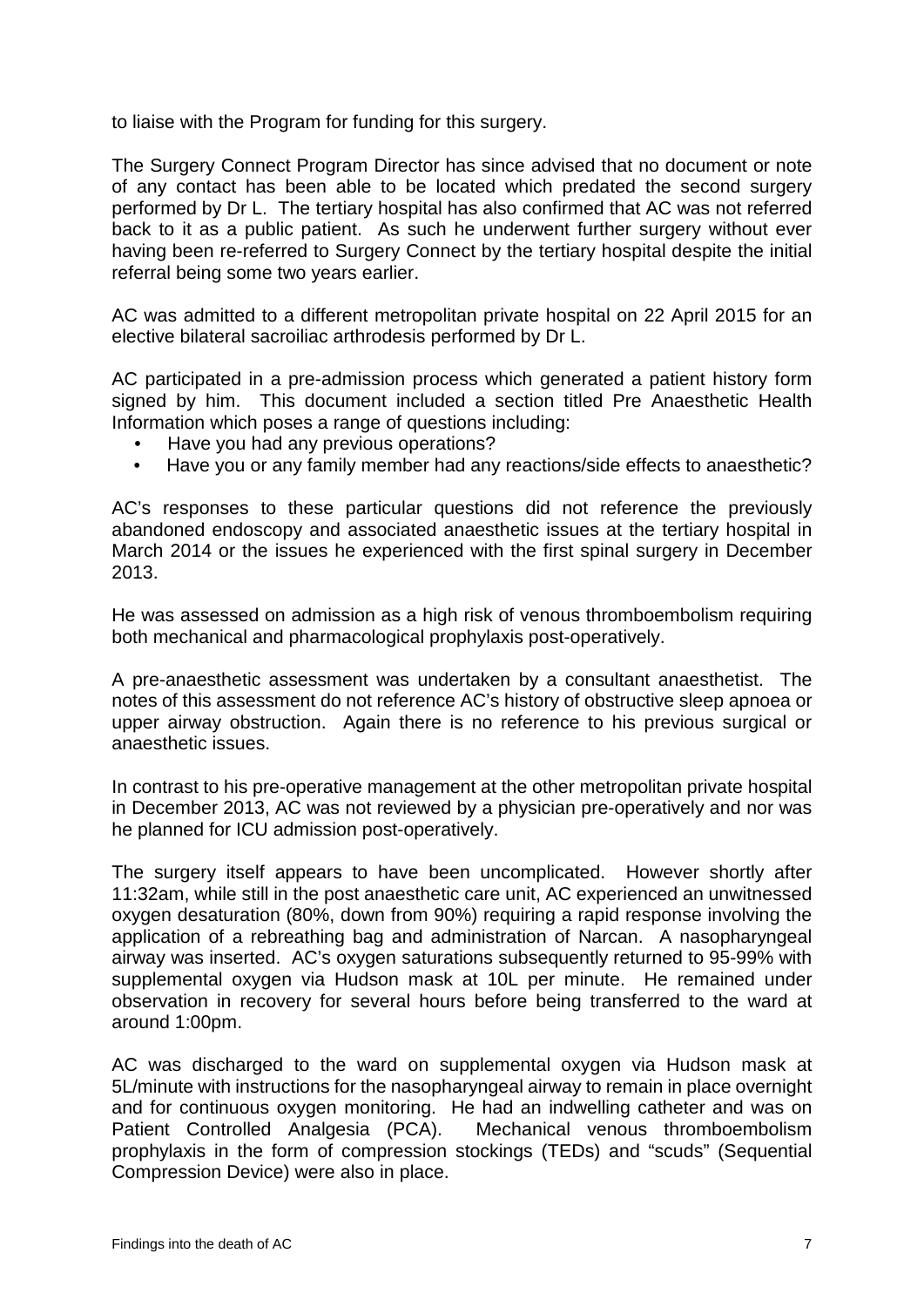to liaise with the Program for funding for this surgery.

The Surgery Connect Program Director has since advised that no document or note of any contact has been able to be located which predated the second surgery performed by Dr L. The tertiary hospital has also confirmed that AC was not referred back to it as a public patient. As such he underwent further surgery without ever having been re-referred to Surgery Connect by the tertiary hospital despite the initial referral being some two years earlier.

AC was admitted to a different metropolitan private hospital on 22 April 2015 for an elective bilateral sacroiliac arthrodesis performed by Dr L.

AC participated in a pre-admission process which generated a patient history form signed by him. This document included a section titled Pre Anaesthetic Health Information which poses a range of questions including:

- Have you had any previous operations?
- Have you or any family member had any reactions/side effects to anaesthetic?

AC's responses to these particular questions did not reference the previously abandoned endoscopy and associated anaesthetic issues at the tertiary hospital in March 2014 or the issues he experienced with the first spinal surgery in December 2013.

He was assessed on admission as a high risk of venous thromboembolism requiring both mechanical and pharmacological prophylaxis post-operatively.

A pre-anaesthetic assessment was undertaken by a consultant anaesthetist. The notes of this assessment do not reference AC's history of obstructive sleep apnoea or upper airway obstruction. Again there is no reference to his previous surgical or anaesthetic issues.

In contrast to his pre-operative management at the other metropolitan private hospital in December 2013, AC was not reviewed by a physician pre-operatively and nor was he planned for ICU admission post-operatively.

The surgery itself appears to have been uncomplicated. However shortly after 11:32am, while still in the post anaesthetic care unit, AC experienced an unwitnessed oxygen desaturation (80%, down from 90%) requiring a rapid response involving the application of a rebreathing bag and administration of Narcan. A nasopharyngeal airway was inserted. AC's oxygen saturations subsequently returned to 95-99% with supplemental oxygen via Hudson mask at 10L per minute. He remained under observation in recovery for several hours before being transferred to the ward at around 1:00pm.

AC was discharged to the ward on supplemental oxygen via Hudson mask at 5L/minute with instructions for the nasopharyngeal airway to remain in place overnight and for continuous oxygen monitoring. He had an indwelling catheter and was on Patient Controlled Analgesia (PCA). Mechanical venous thromboembolism prophylaxis in the form of compression stockings (TEDs) and "scuds" (Sequential Compression Device) were also in place.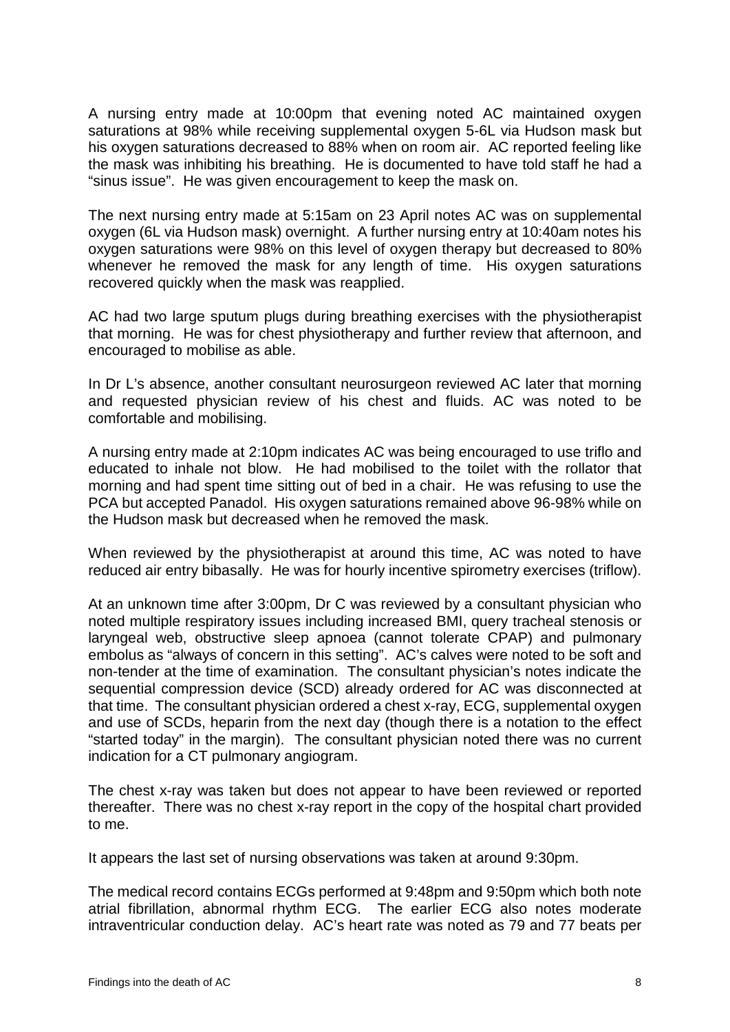A nursing entry made at 10:00pm that evening noted AC maintained oxygen saturations at 98% while receiving supplemental oxygen 5-6L via Hudson mask but his oxygen saturations decreased to 88% when on room air. AC reported feeling like the mask was inhibiting his breathing. He is documented to have told staff he had a "sinus issue". He was given encouragement to keep the mask on.

The next nursing entry made at 5:15am on 23 April notes AC was on supplemental oxygen (6L via Hudson mask) overnight. A further nursing entry at 10:40am notes his oxygen saturations were 98% on this level of oxygen therapy but decreased to 80% whenever he removed the mask for any length of time. His oxygen saturations recovered quickly when the mask was reapplied.

AC had two large sputum plugs during breathing exercises with the physiotherapist that morning. He was for chest physiotherapy and further review that afternoon, and encouraged to mobilise as able.

In Dr L's absence, another consultant neurosurgeon reviewed AC later that morning and requested physician review of his chest and fluids. AC was noted to be comfortable and mobilising.

A nursing entry made at 2:10pm indicates AC was being encouraged to use triflo and educated to inhale not blow. He had mobilised to the toilet with the rollator that morning and had spent time sitting out of bed in a chair. He was refusing to use the PCA but accepted Panadol. His oxygen saturations remained above 96-98% while on the Hudson mask but decreased when he removed the mask.

When reviewed by the physiotherapist at around this time, AC was noted to have reduced air entry bibasally. He was for hourly incentive spirometry exercises (triflow).

At an unknown time after 3:00pm, Dr C was reviewed by a consultant physician who noted multiple respiratory issues including increased BMI, query tracheal stenosis or laryngeal web, obstructive sleep apnoea (cannot tolerate CPAP) and pulmonary embolus as "always of concern in this setting". AC's calves were noted to be soft and non-tender at the time of examination. The consultant physician's notes indicate the sequential compression device (SCD) already ordered for AC was disconnected at that time. The consultant physician ordered a chest x-ray, ECG, supplemental oxygen and use of SCDs, heparin from the next day (though there is a notation to the effect "started today" in the margin). The consultant physician noted there was no current indication for a CT pulmonary angiogram.

The chest x-ray was taken but does not appear to have been reviewed or reported thereafter. There was no chest x-ray report in the copy of the hospital chart provided to me.

It appears the last set of nursing observations was taken at around 9:30pm.

The medical record contains ECGs performed at 9:48pm and 9:50pm which both note atrial fibrillation, abnormal rhythm ECG. The earlier ECG also notes moderate intraventricular conduction delay. AC's heart rate was noted as 79 and 77 beats per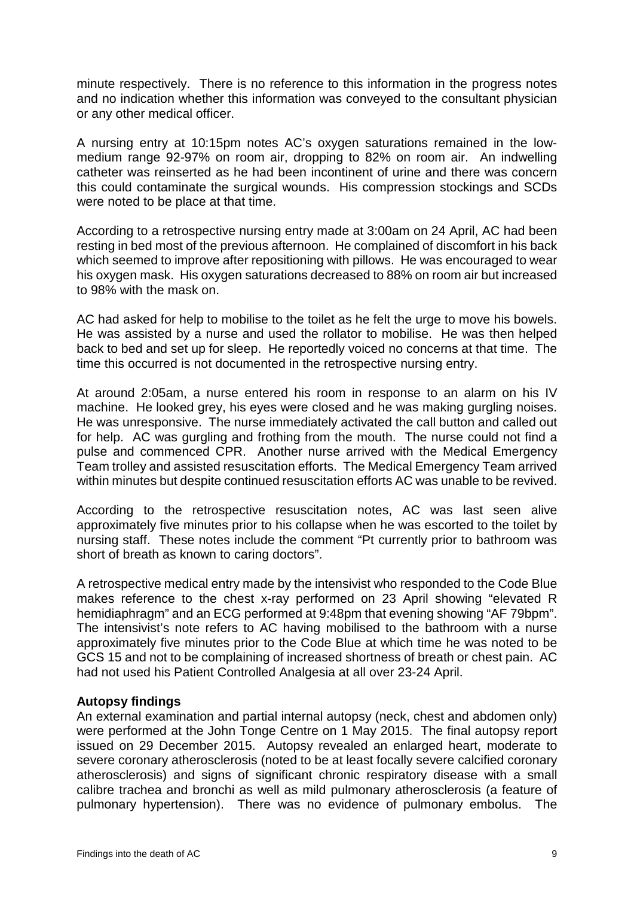minute respectively. There is no reference to this information in the progress notes and no indication whether this information was conveyed to the consultant physician or any other medical officer.

A nursing entry at 10:15pm notes AC's oxygen saturations remained in the low-medium range 92-97% on room air, dropping to 82% on room air. An indwelling catheter was reinserted as he had been incontinent of urine and there was concern this could contaminate the surgical wounds. His compression stockings and SCDs were noted to be place at that time.

According to a retrospective nursing entry made at 3:00am on 24 April, AC had been resting in bed most of the previous afternoon. He complained of discomfort in his back which seemed to improve after repositioning with pillows. He was encouraged to wear his oxygen mask. His oxygen saturations decreased to 88% on room air but increased to 98% with the mask on.

AC had asked for help to mobilise to the toilet as he felt the urge to move his bowels. He was assisted by a nurse and used the rollator to mobilise. He was then helped back to bed and set up for sleep. He reportedly voiced no concerns at that time. The time this occurred is not documented in the retrospective nursing entry.

At around 2:05am, a nurse entered his room in response to an alarm on his IV machine. He looked grey, his eyes were closed and he was making gurgling noises. He was unresponsive. The nurse immediately activated the call button and called out for help. AC was gurgling and frothing from the mouth. The nurse could not find a pulse and commenced CPR. Another nurse arrived with the Medical Emergency Team trolley and assisted resuscitation efforts. The Medical Emergency Team arrived within minutes but despite continued resuscitation efforts AC was unable to be revived.

According to the retrospective resuscitation notes, AC was last seen alive approximately five minutes prior to his collapse when he was escorted to the toilet by nursing staff. These notes include the comment "Pt currently prior to bathroom was short of breath as known to caring doctors".

A retrospective medical entry made by the intensivist who responded to the Code Blue makes reference to the chest x-ray performed on 23 April showing "elevated R hemidiaphragm" and an ECG performed at 9:48pm that evening showing "AF 79bpm". The intensivist's note refers to AC having mobilised to the bathroom with a nurse approximately five minutes prior to the Code Blue at which time he was noted to be GCS 15 and not to be complaining of increased shortness of breath or chest pain. AC had not used his Patient Controlled Analgesia at all over 23-24 April.

**Autopsy findings**

An external examination and partial internal autopsy (neck, chest and abdomen only) were performed at the John Tonge Centre on 1 May 2015. The final autopsy report issued on 29 December 2015. Autopsy revealed an enlarged heart, moderate to severe coronary atherosclerosis (noted to be at least focally severe calcified coronary atherosclerosis) and signs of significant chronic respiratory disease with a small calibre trachea and bronchi as well as mild pulmonary atherosclerosis (a feature of pulmonary hypertension). There was no evidence of pulmonary embolus. The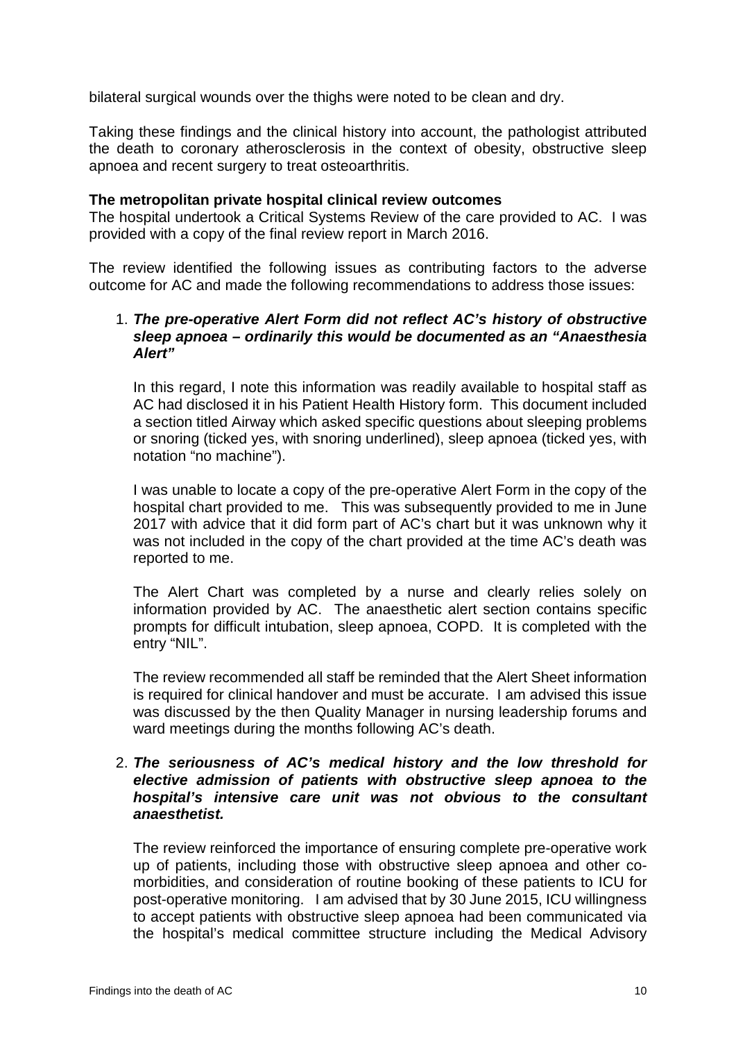bilateral surgical wounds over the thighs were noted to be clean and dry.

Taking these findings and the clinical history into account, the pathologist attributed the death to coronary atherosclerosis in the context of obesity, obstructive sleep apnoea and recent surgery to treat osteoarthritis.

**The metropolitan private hospital clinical review outcomes**

The hospital undertook a Critical Systems Review of the care provided to AC. I was provided with a copy of the final review report in March 2016.

The review identified the following issues as contributing factors to the adverse outcome for AC and made the following recommendations to address those issues:

1. ***The pre-operative Alert Form did not reflect AC's history of obstructive sleep apnoea – ordinarily this would be documented as an "Anaesthesia Alert"***

   In this regard, I note this information was readily available to hospital staff as AC had disclosed it in his Patient Health History form. This document included a section titled Airway which asked specific questions about sleeping problems or snoring (ticked yes, with snoring underlined), sleep apnoea (ticked yes, with notation "no machine").

   I was unable to locate a copy of the pre-operative Alert Form in the copy of the hospital chart provided to me. This was subsequently provided to me in June 2017 with advice that it did form part of AC's chart but it was unknown why it was not included in the copy of the chart provided at the time AC's death was reported to me.

   The Alert Chart was completed by a nurse and clearly relies solely on information provided by AC. The anaesthetic alert section contains specific prompts for difficult intubation, sleep apnoea, COPD. It is completed with the entry "NIL".

   The review recommended all staff be reminded that the Alert Sheet information is required for clinical handover and must be accurate. I am advised this issue was discussed by the then Quality Manager in nursing leadership forums and ward meetings during the months following AC's death.

2. ***The seriousness of AC's medical history and the low threshold for elective admission of patients with obstructive sleep apnoea to the hospital's intensive care unit was not obvious to the consultant anaesthetist.***

   The review reinforced the importance of ensuring complete pre-operative work up of patients, including those with obstructive sleep apnoea and other co-morbidities, and consideration of routine booking of these patients to ICU for post-operative monitoring. I am advised that by 30 June 2015, ICU willingness to accept patients with obstructive sleep apnoea had been communicated via the hospital's medical committee structure including the Medical Advisory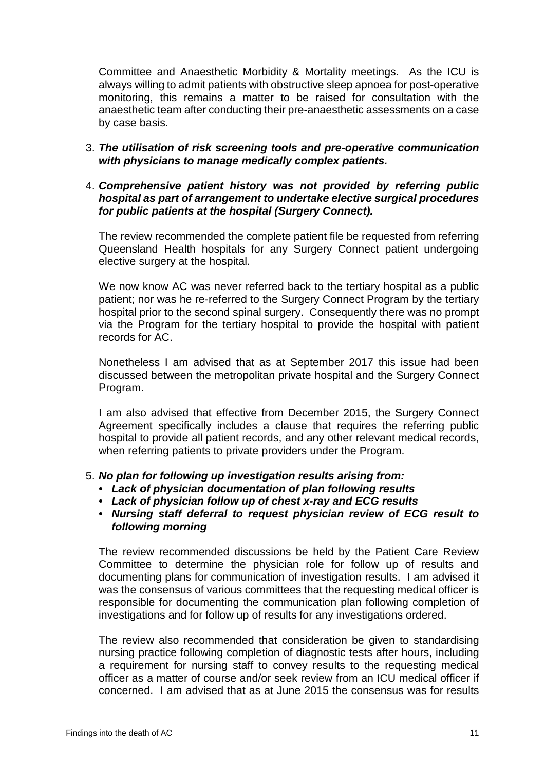Committee and Anaesthetic Morbidity & Mortality meetings. As the ICU is always willing to admit patients with obstructive sleep apnoea for post-operative monitoring, this remains a matter to be raised for consultation with the anaesthetic team after conducting their pre-anaesthetic assessments on a case by case basis.

3. ***The utilisation of risk screening tools and pre-operative communication with physicians to manage medically complex patients.***

4. ***Comprehensive patient history was not provided by referring public hospital as part of arrangement to undertake elective surgical procedures for public patients at the hospital (Surgery Connect).***

   The review recommended the complete patient file be requested from referring Queensland Health hospitals for any Surgery Connect patient undergoing elective surgery at the hospital.

   We now know AC was never referred back to the tertiary hospital as a public patient; nor was he re-referred to the Surgery Connect Program by the tertiary hospital prior to the second spinal surgery. Consequently there was no prompt via the Program for the tertiary hospital to provide the hospital with patient records for AC.

   Nonetheless I am advised that as at September 2017 this issue had been discussed between the metropolitan private hospital and the Surgery Connect Program.

   I am also advised that effective from December 2015, the Surgery Connect Agreement specifically includes a clause that requires the referring public hospital to provide all patient records, and any other relevant medical records, when referring patients to private providers under the Program.

5. ***No plan for following up investigation results arising from:***
   - ***Lack of physician documentation of plan following results***
   - ***Lack of physician follow up of chest x-ray and ECG results***
   - ***Nursing staff deferral to request physician review of ECG result to following morning***

   The review recommended discussions be held by the Patient Care Review Committee to determine the physician role for follow up of results and documenting plans for communication of investigation results. I am advised it was the consensus of various committees that the requesting medical officer is responsible for documenting the communication plan following completion of investigations and for follow up of results for any investigations ordered.

   The review also recommended that consideration be given to standardising nursing practice following completion of diagnostic tests after hours, including a requirement for nursing staff to convey results to the requesting medical officer as a matter of course and/or seek review from an ICU medical officer if concerned. I am advised that as at June 2015 the consensus was for results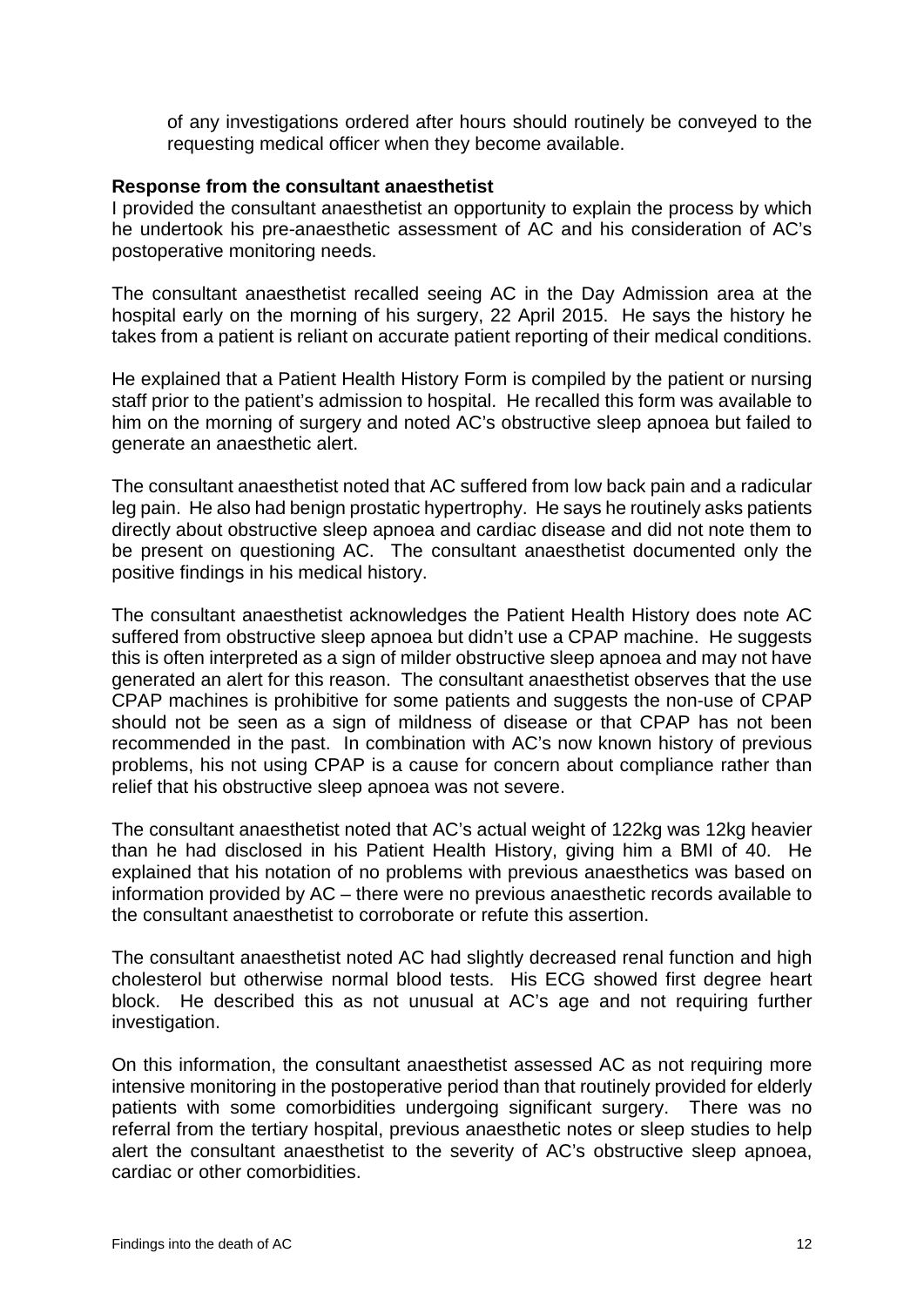of any investigations ordered after hours should routinely be conveyed to the requesting medical officer when they become available.

**Response from the consultant anaesthetist**

I provided the consultant anaesthetist an opportunity to explain the process by which he undertook his pre-anaesthetic assessment of AC and his consideration of AC's postoperative monitoring needs.

The consultant anaesthetist recalled seeing AC in the Day Admission area at the hospital early on the morning of his surgery, 22 April 2015. He says the history he takes from a patient is reliant on accurate patient reporting of their medical conditions.

He explained that a Patient Health History Form is compiled by the patient or nursing staff prior to the patient's admission to hospital. He recalled this form was available to him on the morning of surgery and noted AC's obstructive sleep apnoea but failed to generate an anaesthetic alert.

The consultant anaesthetist noted that AC suffered from low back pain and a radicular leg pain. He also had benign prostatic hypertrophy. He says he routinely asks patients directly about obstructive sleep apnoea and cardiac disease and did not note them to be present on questioning AC. The consultant anaesthetist documented only the positive findings in his medical history.

The consultant anaesthetist acknowledges the Patient Health History does note AC suffered from obstructive sleep apnoea but didn't use a CPAP machine. He suggests this is often interpreted as a sign of milder obstructive sleep apnoea and may not have generated an alert for this reason. The consultant anaesthetist observes that the use CPAP machines is prohibitive for some patients and suggests the non-use of CPAP should not be seen as a sign of mildness of disease or that CPAP has not been recommended in the past. In combination with AC's now known history of previous problems, his not using CPAP is a cause for concern about compliance rather than relief that his obstructive sleep apnoea was not severe.

The consultant anaesthetist noted that AC's actual weight of 122kg was 12kg heavier than he had disclosed in his Patient Health History, giving him a BMI of 40. He explained that his notation of no problems with previous anaesthetics was based on information provided by AC – there were no previous anaesthetic records available to the consultant anaesthetist to corroborate or refute this assertion.

The consultant anaesthetist noted AC had slightly decreased renal function and high cholesterol but otherwise normal blood tests. His ECG showed first degree heart block. He described this as not unusual at AC's age and not requiring further investigation.

On this information, the consultant anaesthetist assessed AC as not requiring more intensive monitoring in the postoperative period than that routinely provided for elderly patients with some comorbidities undergoing significant surgery. There was no referral from the tertiary hospital, previous anaesthetic notes or sleep studies to help alert the consultant anaesthetist to the severity of AC's obstructive sleep apnoea, cardiac or other comorbidities.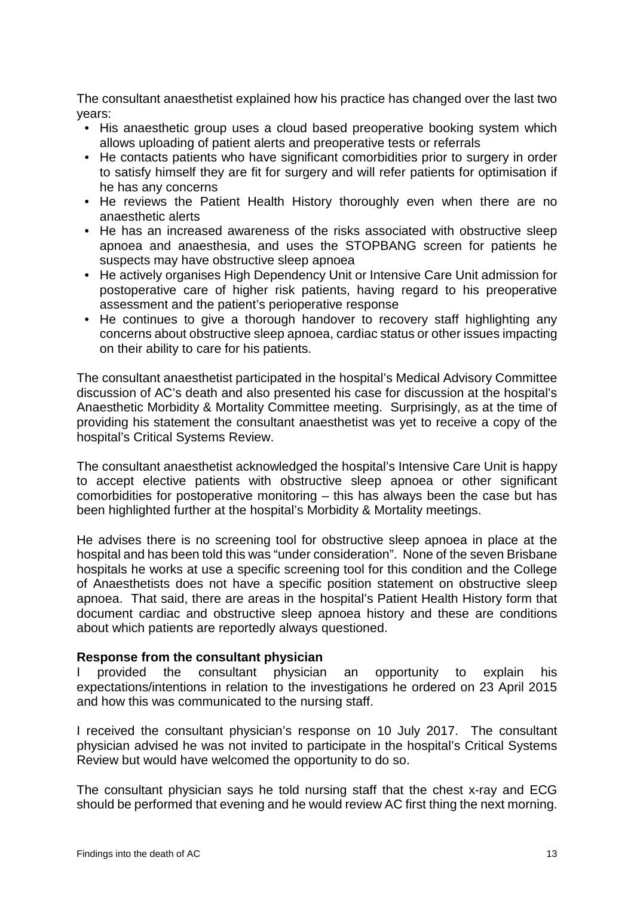The consultant anaesthetist explained how his practice has changed over the last two years:

- His anaesthetic group uses a cloud based preoperative booking system which allows uploading of patient alerts and preoperative tests or referrals
- He contacts patients who have significant comorbidities prior to surgery in order to satisfy himself they are fit for surgery and will refer patients for optimisation if he has any concerns
- He reviews the Patient Health History thoroughly even when there are no anaesthetic alerts
- He has an increased awareness of the risks associated with obstructive sleep apnoea and anaesthesia, and uses the STOPBANG screen for patients he suspects may have obstructive sleep apnoea
- He actively organises High Dependency Unit or Intensive Care Unit admission for postoperative care of higher risk patients, having regard to his preoperative assessment and the patient's perioperative response
- He continues to give a thorough handover to recovery staff highlighting any concerns about obstructive sleep apnoea, cardiac status or other issues impacting on their ability to care for his patients.

The consultant anaesthetist participated in the hospital's Medical Advisory Committee discussion of AC's death and also presented his case for discussion at the hospital's Anaesthetic Morbidity & Mortality Committee meeting. Surprisingly, as at the time of providing his statement the consultant anaesthetist was yet to receive a copy of the hospital's Critical Systems Review.

The consultant anaesthetist acknowledged the hospital's Intensive Care Unit is happy to accept elective patients with obstructive sleep apnoea or other significant comorbidities for postoperative monitoring – this has always been the case but has been highlighted further at the hospital's Morbidity & Mortality meetings.

He advises there is no screening tool for obstructive sleep apnoea in place at the hospital and has been told this was "under consideration". None of the seven Brisbane hospitals he works at use a specific screening tool for this condition and the College of Anaesthetists does not have a specific position statement on obstructive sleep apnoea. That said, there are areas in the hospital's Patient Health History form that document cardiac and obstructive sleep apnoea history and these are conditions about which patients are reportedly always questioned.

**Response from the consultant physician**

I provided the consultant physician an opportunity to explain his expectations/intentions in relation to the investigations he ordered on 23 April 2015 and how this was communicated to the nursing staff.

I received the consultant physician's response on 10 July 2017. The consultant physician advised he was not invited to participate in the hospital's Critical Systems Review but would have welcomed the opportunity to do so.

The consultant physician says he told nursing staff that the chest x-ray and ECG should be performed that evening and he would review AC first thing the next morning.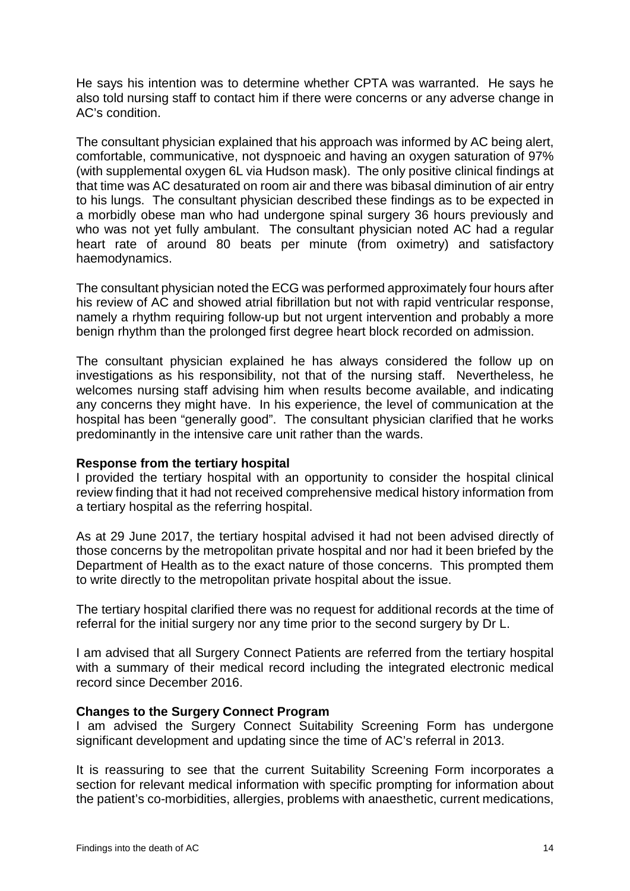He says his intention was to determine whether CPTA was warranted. He says he also told nursing staff to contact him if there were concerns or any adverse change in AC's condition.

The consultant physician explained that his approach was informed by AC being alert, comfortable, communicative, not dyspnoeic and having an oxygen saturation of 97% (with supplemental oxygen 6L via Hudson mask). The only positive clinical findings at that time was AC desaturated on room air and there was bibasal diminution of air entry to his lungs. The consultant physician described these findings as to be expected in a morbidly obese man who had undergone spinal surgery 36 hours previously and who was not yet fully ambulant. The consultant physician noted AC had a regular heart rate of around 80 beats per minute (from oximetry) and satisfactory haemodynamics.

The consultant physician noted the ECG was performed approximately four hours after his review of AC and showed atrial fibrillation but not with rapid ventricular response, namely a rhythm requiring follow-up but not urgent intervention and probably a more benign rhythm than the prolonged first degree heart block recorded on admission.

The consultant physician explained he has always considered the follow up on investigations as his responsibility, not that of the nursing staff. Nevertheless, he welcomes nursing staff advising him when results become available, and indicating any concerns they might have. In his experience, the level of communication at the hospital has been "generally good". The consultant physician clarified that he works predominantly in the intensive care unit rather than the wards.

**Response from the tertiary hospital**

I provided the tertiary hospital with an opportunity to consider the hospital clinical review finding that it had not received comprehensive medical history information from a tertiary hospital as the referring hospital.

As at 29 June 2017, the tertiary hospital advised it had not been advised directly of those concerns by the metropolitan private hospital and nor had it been briefed by the Department of Health as to the exact nature of those concerns. This prompted them to write directly to the metropolitan private hospital about the issue.

The tertiary hospital clarified there was no request for additional records at the time of referral for the initial surgery nor any time prior to the second surgery by Dr L.

I am advised that all Surgery Connect Patients are referred from the tertiary hospital with a summary of their medical record including the integrated electronic medical record since December 2016.

**Changes to the Surgery Connect Program**

I am advised the Surgery Connect Suitability Screening Form has undergone significant development and updating since the time of AC's referral in 2013.

It is reassuring to see that the current Suitability Screening Form incorporates a section for relevant medical information with specific prompting for information about the patient's co-morbidities, allergies, problems with anaesthetic, current medications,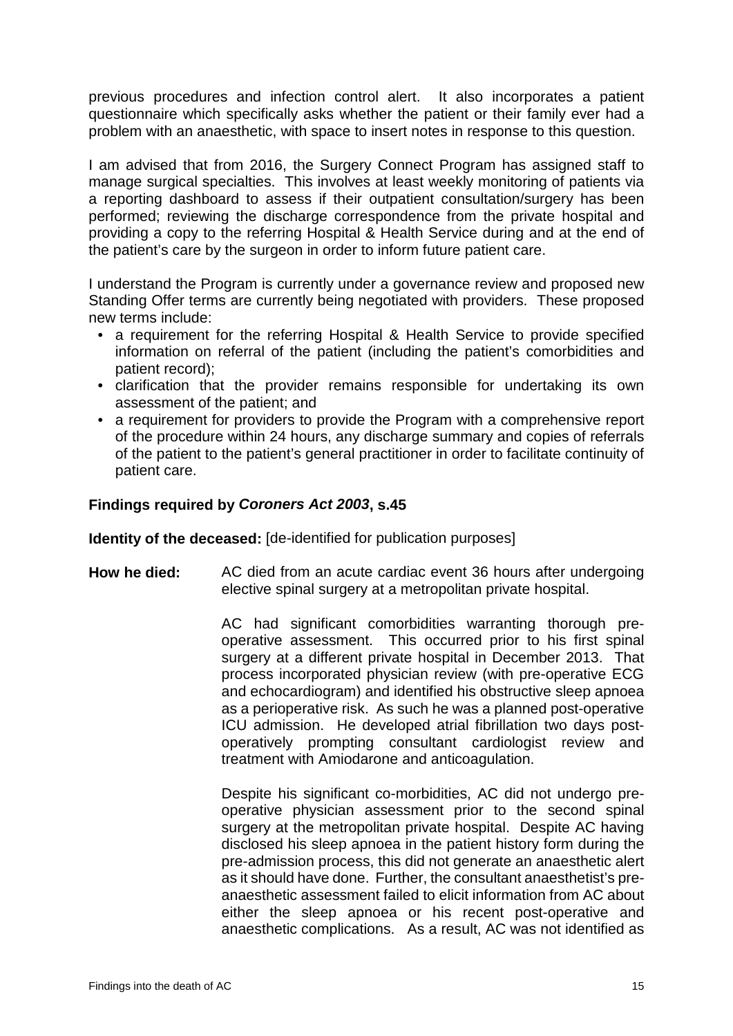previous procedures and infection control alert. It also incorporates a patient questionnaire which specifically asks whether the patient or their family ever had a problem with an anaesthetic, with space to insert notes in response to this question.

I am advised that from 2016, the Surgery Connect Program has assigned staff to manage surgical specialties. This involves at least weekly monitoring of patients via a reporting dashboard to assess if their outpatient consultation/surgery has been performed; reviewing the discharge correspondence from the private hospital and providing a copy to the referring Hospital & Health Service during and at the end of the patient's care by the surgeon in order to inform future patient care.

I understand the Program is currently under a governance review and proposed new Standing Offer terms are currently being negotiated with providers. These proposed new terms include:

- a requirement for the referring Hospital & Health Service to provide specified information on referral of the patient (including the patient's comorbidities and patient record);
- clarification that the provider remains responsible for undertaking its own assessment of the patient; and
- a requirement for providers to provide the Program with a comprehensive report of the procedure within 24 hours, any discharge summary and copies of referrals of the patient to the patient's general practitioner in order to facilitate continuity of patient care.

## Findings required by *Coroners Act 2003*, s.45

**Identity of the deceased:** [de-identified for publication purposes]

**How he died:** AC died from an acute cardiac event 36 hours after undergoing elective spinal surgery at a metropolitan private hospital.

AC had significant comorbidities warranting thorough pre-operative assessment. This occurred prior to his first spinal surgery at a different private hospital in December 2013. That process incorporated physician review (with pre-operative ECG and echocardiogram) and identified his obstructive sleep apnoea as a perioperative risk. As such he was a planned post-operative ICU admission. He developed atrial fibrillation two days post-operatively prompting consultant cardiologist review and treatment with Amiodarone and anticoagulation.

Despite his significant co-morbidities, AC did not undergo pre-operative physician assessment prior to the second spinal surgery at the metropolitan private hospital. Despite AC having disclosed his sleep apnoea in the patient history form during the pre-admission process, this did not generate an anaesthetic alert as it should have done. Further, the consultant anaesthetist's pre-anaesthetic assessment failed to elicit information from AC about either the sleep apnoea or his recent post-operative and anaesthetic complications. As a result, AC was not identified as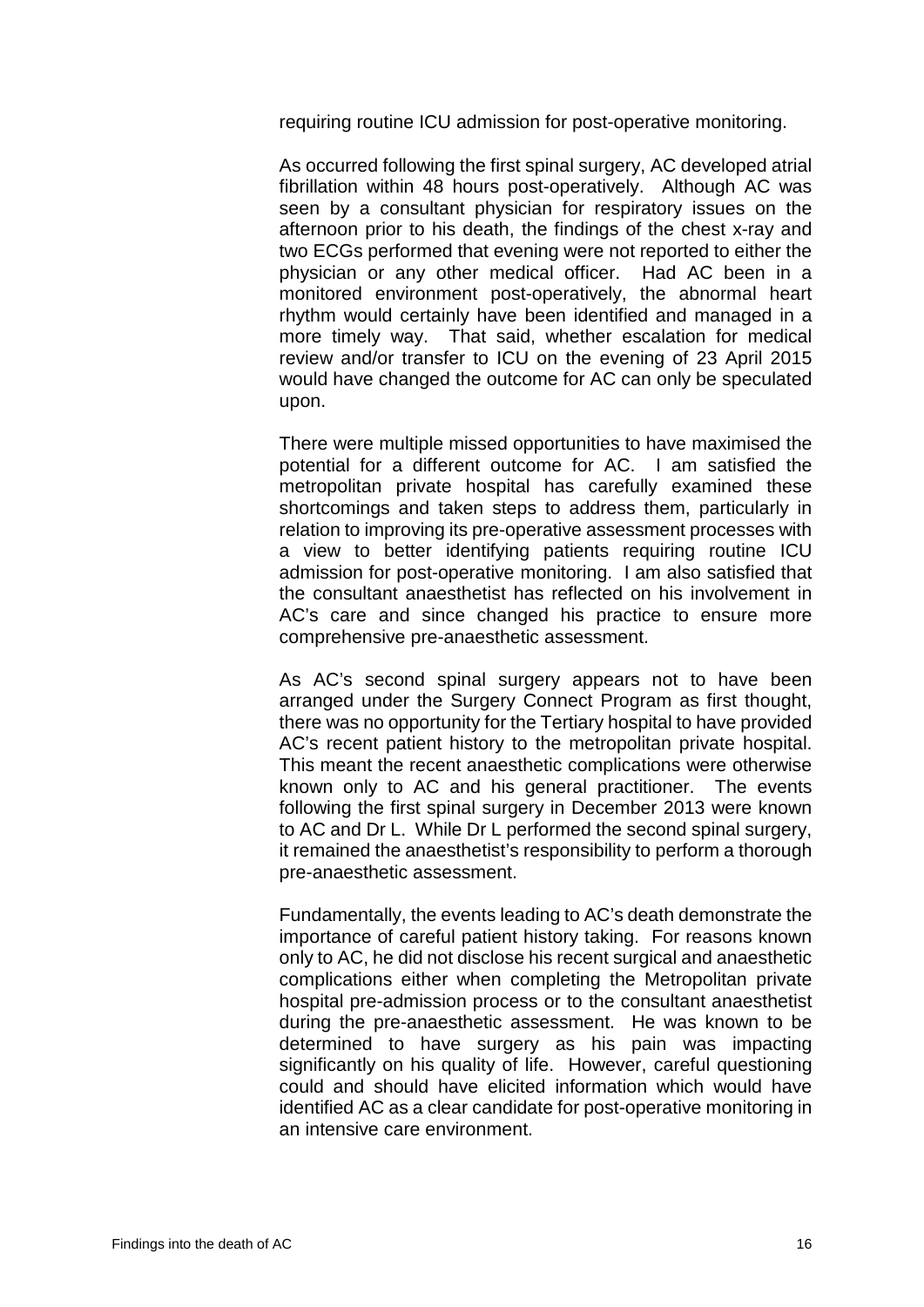requiring routine ICU admission for post-operative monitoring.

As occurred following the first spinal surgery, AC developed atrial fibrillation within 48 hours post-operatively. Although AC was seen by a consultant physician for respiratory issues on the afternoon prior to his death, the findings of the chest x-ray and two ECGs performed that evening were not reported to either the physician or any other medical officer. Had AC been in a monitored environment post-operatively, the abnormal heart rhythm would certainly have been identified and managed in a more timely way. That said, whether escalation for medical review and/or transfer to ICU on the evening of 23 April 2015 would have changed the outcome for AC can only be speculated upon.

There were multiple missed opportunities to have maximised the potential for a different outcome for AC. I am satisfied the metropolitan private hospital has carefully examined these shortcomings and taken steps to address them, particularly in relation to improving its pre-operative assessment processes with a view to better identifying patients requiring routine ICU admission for post-operative monitoring. I am also satisfied that the consultant anaesthetist has reflected on his involvement in AC's care and since changed his practice to ensure more comprehensive pre-anaesthetic assessment.

As AC's second spinal surgery appears not to have been arranged under the Surgery Connect Program as first thought, there was no opportunity for the Tertiary hospital to have provided AC's recent patient history to the metropolitan private hospital. This meant the recent anaesthetic complications were otherwise known only to AC and his general practitioner. The events following the first spinal surgery in December 2013 were known to AC and Dr L. While Dr L performed the second spinal surgery, it remained the anaesthetist's responsibility to perform a thorough pre-anaesthetic assessment.

Fundamentally, the events leading to AC's death demonstrate the importance of careful patient history taking. For reasons known only to AC, he did not disclose his recent surgical and anaesthetic complications either when completing the Metropolitan private hospital pre-admission process or to the consultant anaesthetist during the pre-anaesthetic assessment. He was known to be determined to have surgery as his pain was impacting significantly on his quality of life. However, careful questioning could and should have elicited information which would have identified AC as a clear candidate for post-operative monitoring in an intensive care environment.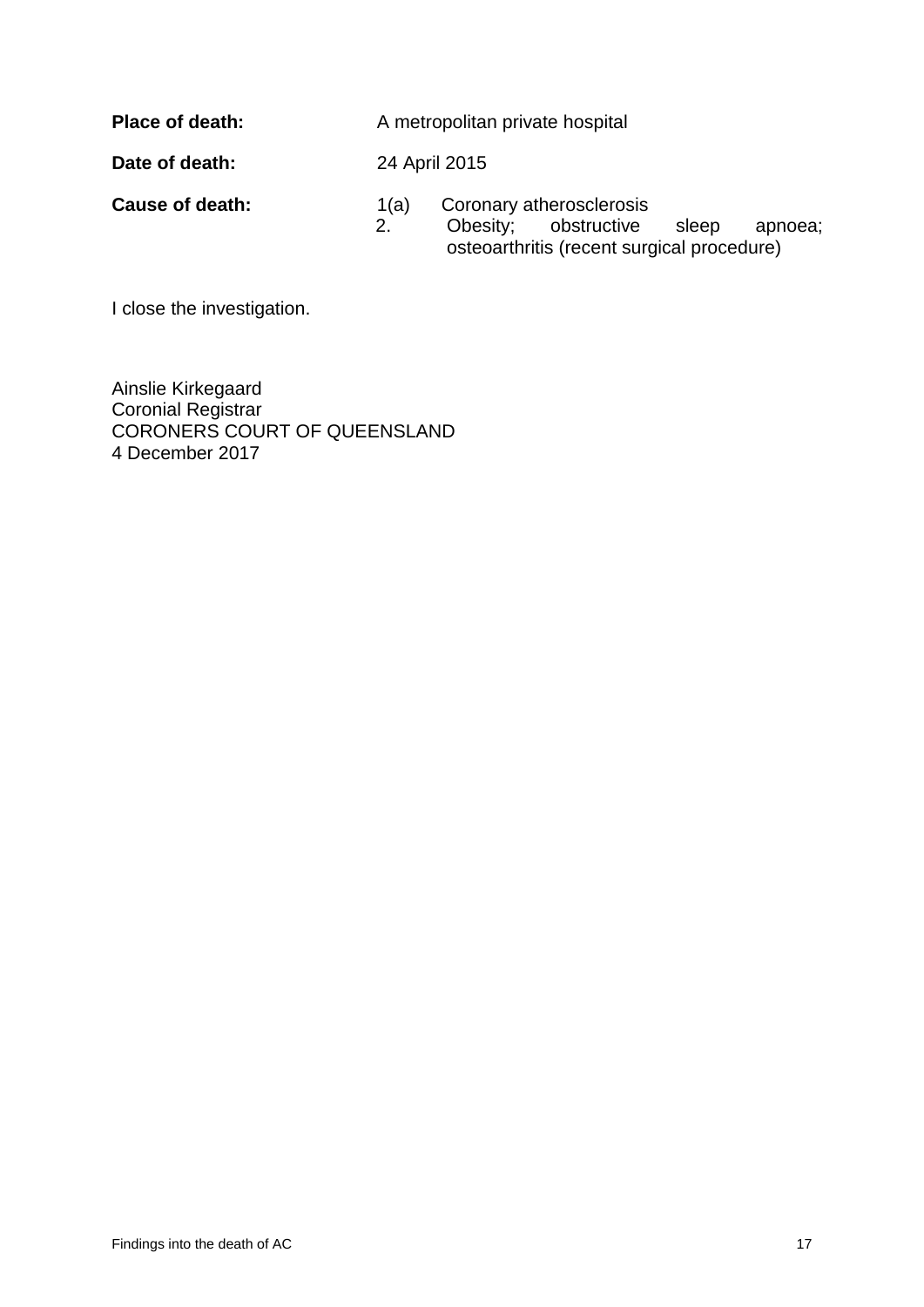**Place of death:** A metropolitan private hospital

**Date of death:** 24 April 2015

**Cause of death:** 1(a) Coronary atherosclerosis
2. Obesity; obstructive sleep apnoea; osteoarthritis (recent surgical procedure)

I close the investigation.

Ainslie Kirkegaard
Coronial Registrar
CORONERS COURT OF QUEENSLAND
4 December 2017